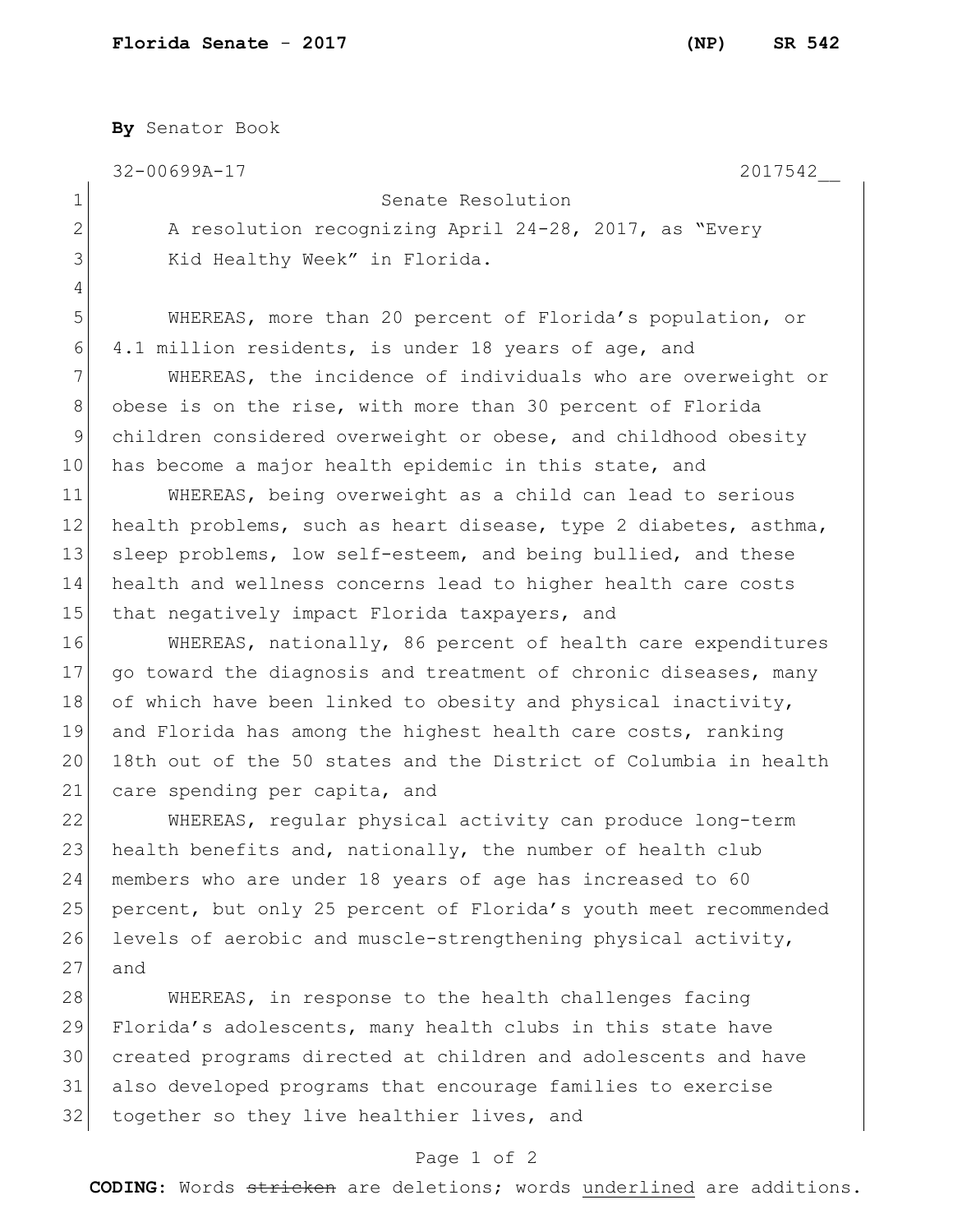**By** Senator Book

32-00699A-17 2017542__

Senate Resolution

A resolution recognizing April 24-28, 2017, as "Every Kid Healthy Week" in Florida.

WHEREAS, more than 20 percent of Florida's population, or 4.1 million residents, is under 18 years of age, and

WHEREAS, the incidence of individuals who are overweight or obese is on the rise, with more than 30 percent of Florida children considered overweight or obese, and childhood obesity has become a major health epidemic in this state, and

WHEREAS, being overweight as a child can lead to serious health problems, such as heart disease, type 2 diabetes, asthma, sleep problems, low self-esteem, and being bullied, and these health and wellness concerns lead to higher health care costs that negatively impact Florida taxpayers, and

WHEREAS, nationally, 86 percent of health care expenditures go toward the diagnosis and treatment of chronic diseases, many of which have been linked to obesity and physical inactivity, and Florida has among the highest health care costs, ranking 18th out of the 50 states and the District of Columbia in health care spending per capita, and

WHEREAS, regular physical activity can produce long-term health benefits and, nationally, the number of health club members who are under 18 years of age has increased to 60 percent, but only 25 percent of Florida's youth meet recommended levels of aerobic and muscle-strengthening physical activity, and

WHEREAS, in response to the health challenges facing Florida's adolescents, many health clubs in this state have created programs directed at children and adolescents and have also developed programs that encourage families to exercise together so they live healthier lives, and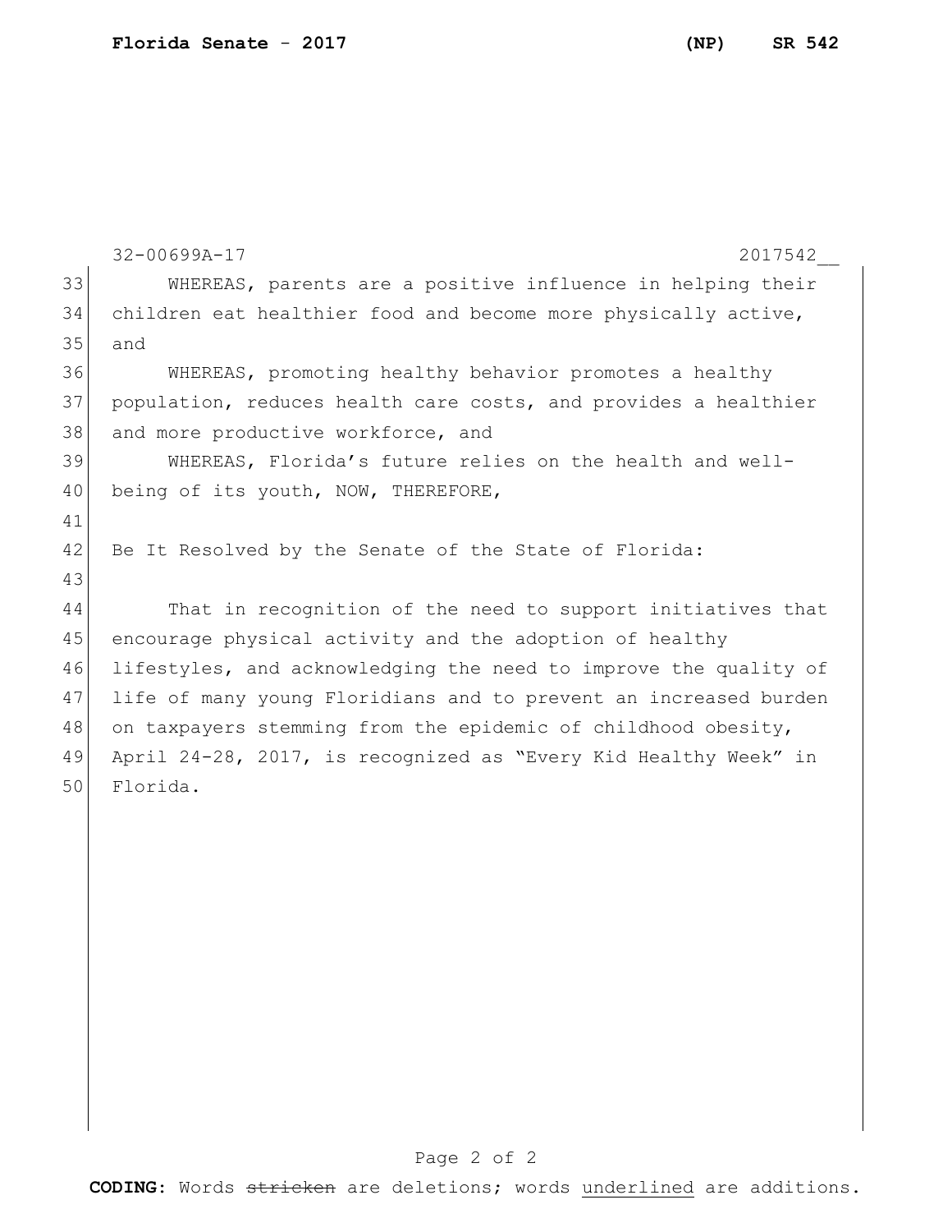WHEREAS, parents are a positive influence in helping their children eat healthier food and become more physically active, and

WHEREAS, promoting healthy behavior promotes a healthy population, reduces health care costs, and provides a healthier and more productive workforce, and

WHEREAS, Florida's future relies on the health and well-being of its youth, NOW, THEREFORE,

Be It Resolved by the Senate of the State of Florida:

That in recognition of the need to support initiatives that encourage physical activity and the adoption of healthy lifestyles, and acknowledging the need to improve the quality of life of many young Floridians and to prevent an increased burden on taxpayers stemming from the epidemic of childhood obesity, April 24-28, 2017, is recognized as "Every Kid Healthy Week" in Florida.